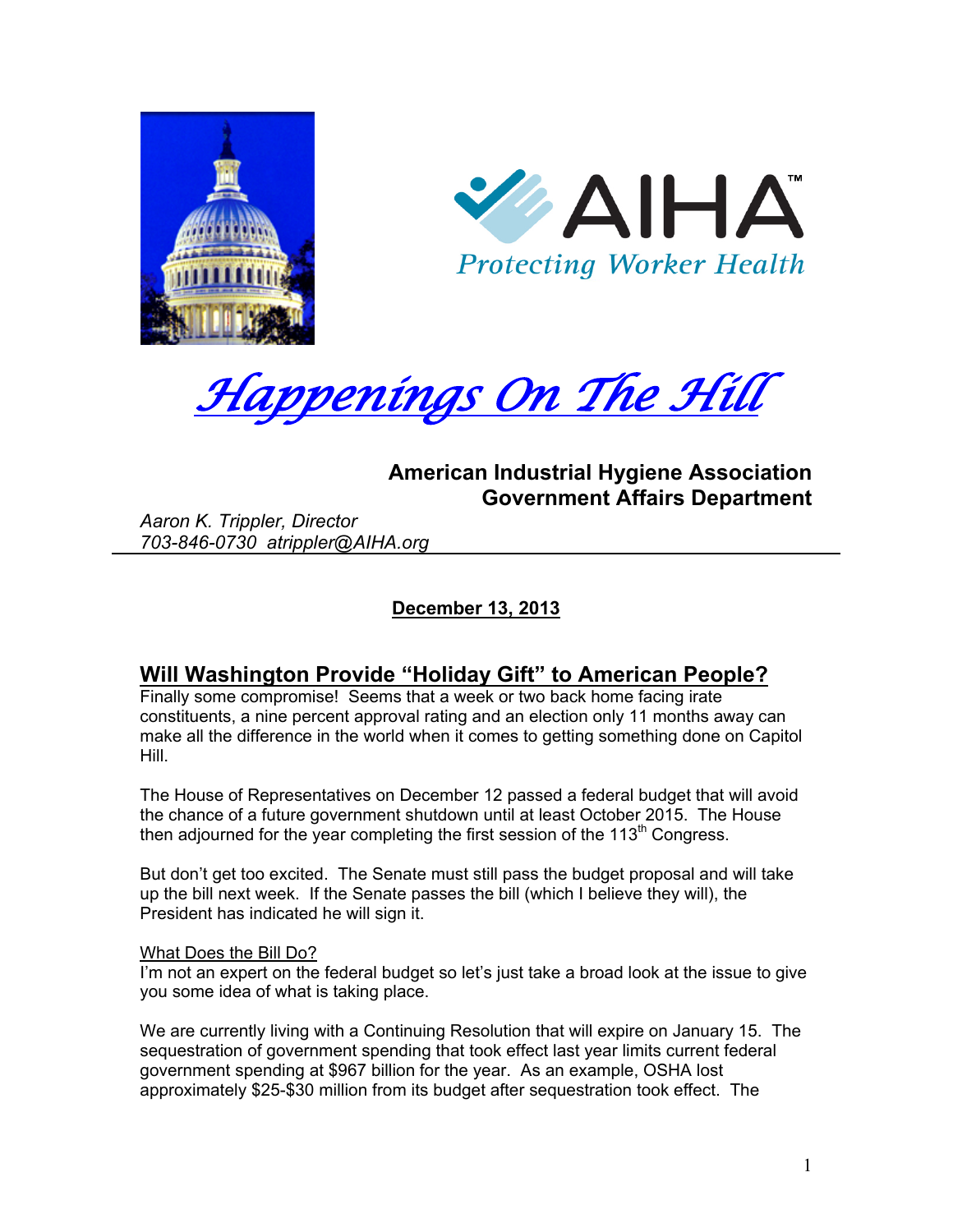AIHA™

*Protecting Worker Health*

# *Happenings On The Hill*

**American Industrial Hygiene Association**
**Government Affairs Department**

*Aaron K. Trippler, Director*
*703-846-0730 atrippler@AIHA.org*

**December 13, 2013**

## Will Washington Provide "Holiday Gift" to American People?

Finally some compromise! Seems that a week or two back home facing irate constituents, a nine percent approval rating and an election only 11 months away can make all the difference in the world when it comes to getting something done on Capitol Hill.

The House of Representatives on December 12 passed a federal budget that will avoid the chance of a future government shutdown until at least October 2015. The House then adjourned for the year completing the first session of the 113th Congress.

But don't get too excited. The Senate must still pass the budget proposal and will take up the bill next week. If the Senate passes the bill (which I believe they will), the President has indicated he will sign it.

What Does the Bill Do?

I'm not an expert on the federal budget so let's just take a broad look at the issue to give you some idea of what is taking place.

We are currently living with a Continuing Resolution that will expire on January 15. The sequestration of government spending that took effect last year limits current federal government spending at $967 billion for the year. As an example, OSHA lost approximately $25-$30 million from its budget after sequestration took effect. The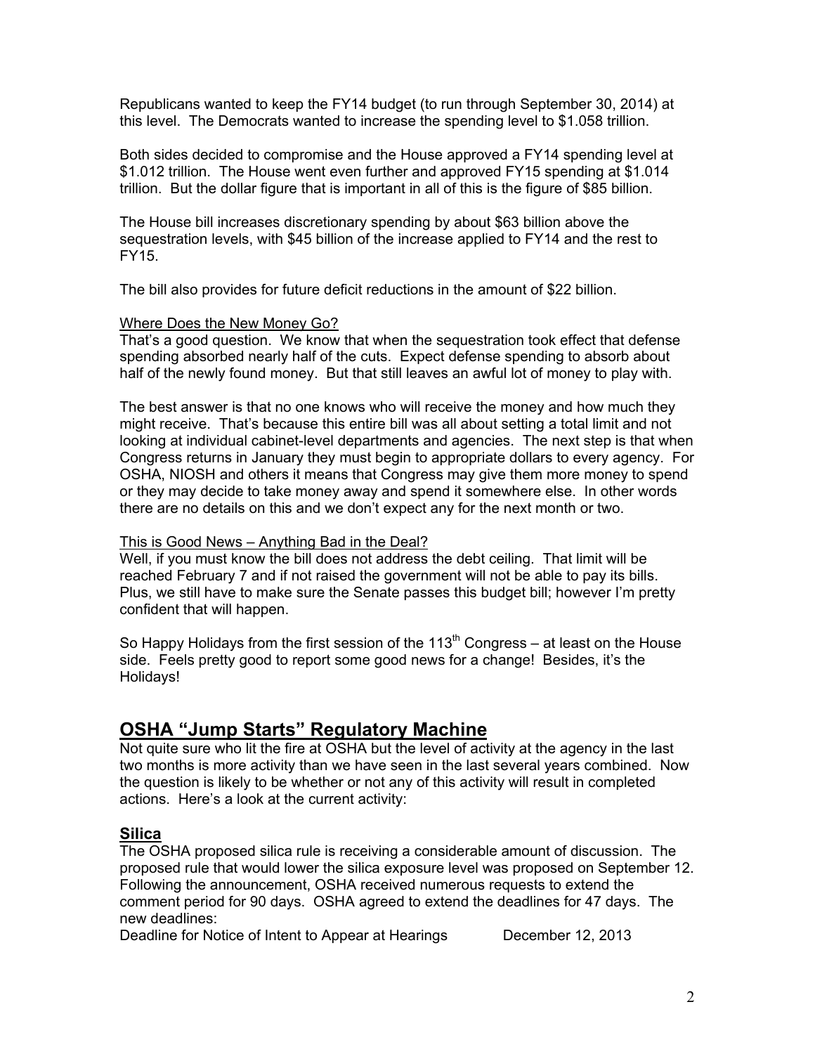Republicans wanted to keep the FY14 budget (to run through September 30, 2014) at this level. The Democrats wanted to increase the spending level to $1.058 trillion.

Both sides decided to compromise and the House approved a FY14 spending level at $1.012 trillion. The House went even further and approved FY15 spending at $1.014 trillion. But the dollar figure that is important in all of this is the figure of $85 billion.

The House bill increases discretionary spending by about $63 billion above the sequestration levels, with $45 billion of the increase applied to FY14 and the rest to FY15.

The bill also provides for future deficit reductions in the amount of $22 billion.

Where Does the New Money Go?

That's a good question. We know that when the sequestration took effect that defense spending absorbed nearly half of the cuts. Expect defense spending to absorb about half of the newly found money. But that still leaves an awful lot of money to play with.

The best answer is that no one knows who will receive the money and how much they might receive. That's because this entire bill was all about setting a total limit and not looking at individual cabinet-level departments and agencies. The next step is that when Congress returns in January they must begin to appropriate dollars to every agency. For OSHA, NIOSH and others it means that Congress may give them more money to spend or they may decide to take money away and spend it somewhere else. In other words there are no details on this and we don't expect any for the next month or two.

This is Good News – Anything Bad in the Deal?

Well, if you must know the bill does not address the debt ceiling. That limit will be reached February 7 and if not raised the government will not be able to pay its bills. Plus, we still have to make sure the Senate passes this budget bill; however I'm pretty confident that will happen.

So Happy Holidays from the first session of the 113th Congress – at least on the House side. Feels pretty good to report some good news for a change! Besides, it's the Holidays!

## OSHA "Jump Starts" Regulatory Machine

Not quite sure who lit the fire at OSHA but the level of activity at the agency in the last two months is more activity than we have seen in the last several years combined. Now the question is likely to be whether or not any of this activity will result in completed actions. Here's a look at the current activity:

### Silica

The OSHA proposed silica rule is receiving a considerable amount of discussion. The proposed rule that would lower the silica exposure level was proposed on September 12. Following the announcement, OSHA received numerous requests to extend the comment period for 90 days. OSHA agreed to extend the deadlines for 47 days. The new deadlines:

Deadline for Notice of Intent to Appear at Hearings December 12, 2013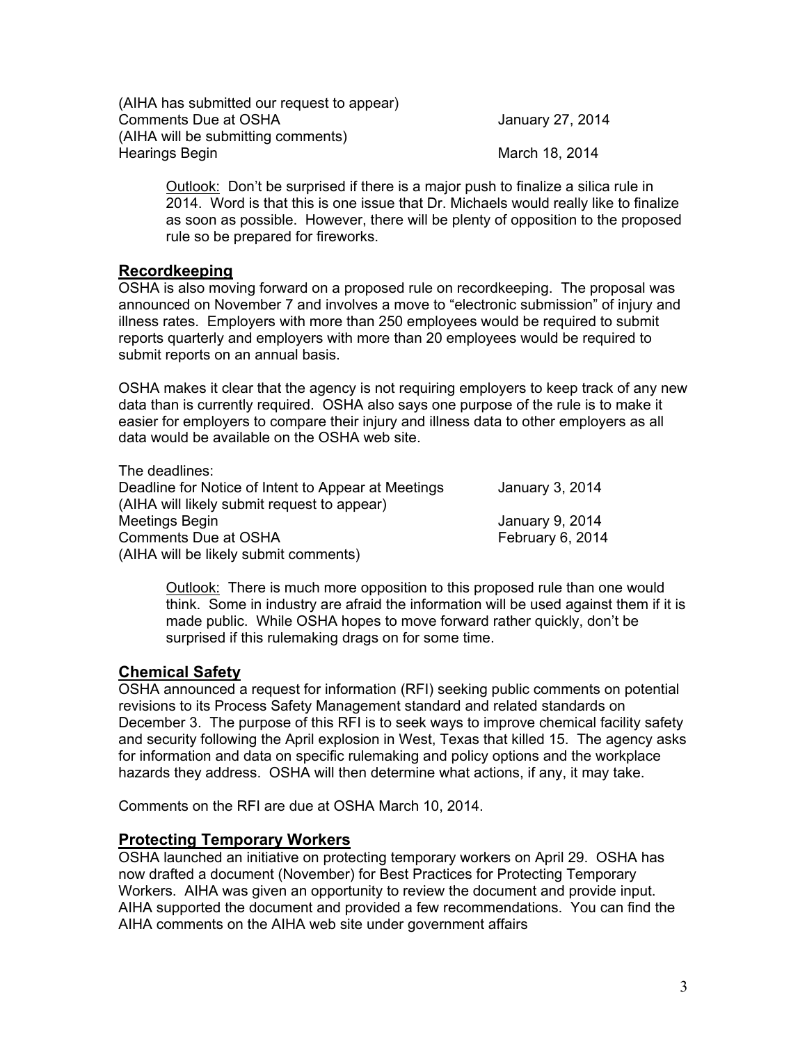| | |
|---|---|
| (AIHA has submitted our request to appear) | |
| Comments Due at OSHA | January 27, 2014 |
| (AIHA will be submitting comments) | |
| Hearings Begin | March 18, 2014 |

> Outlook: Don't be surprised if there is a major push to finalize a silica rule in 2014. Word is that this is one issue that Dr. Michaels would really like to finalize as soon as possible. However, there will be plenty of opposition to the proposed rule so be prepared for fireworks.

## Recordkeeping

OSHA is also moving forward on a proposed rule on recordkeeping. The proposal was announced on November 7 and involves a move to "electronic submission" of injury and illness rates. Employers with more than 250 employees would be required to submit reports quarterly and employers with more than 20 employees would be required to submit reports on an annual basis.

OSHA makes it clear that the agency is not requiring employers to keep track of any new data than is currently required. OSHA also says one purpose of the rule is to make it easier for employers to compare their injury and illness data to other employers as all data would be available on the OSHA web site.

The deadlines:

| | |
|---|---|
| Deadline for Notice of Intent to Appear at Meetings | January 3, 2014 |
| (AIHA will likely submit request to appear) | |
| Meetings Begin | January 9, 2014 |
| Comments Due at OSHA | February 6, 2014 |
| (AIHA will be likely submit comments) | |

> Outlook: There is much more opposition to this proposed rule than one would think. Some in industry are afraid the information will be used against them if it is made public. While OSHA hopes to move forward rather quickly, don't be surprised if this rulemaking drags on for some time.

## Chemical Safety

OSHA announced a request for information (RFI) seeking public comments on potential revisions to its Process Safety Management standard and related standards on December 3. The purpose of this RFI is to seek ways to improve chemical facility safety and security following the April explosion in West, Texas that killed 15. The agency asks for information and data on specific rulemaking and policy options and the workplace hazards they address. OSHA will then determine what actions, if any, it may take.

Comments on the RFI are due at OSHA March 10, 2014.

## Protecting Temporary Workers

OSHA launched an initiative on protecting temporary workers on April 29. OSHA has now drafted a document (November) for Best Practices for Protecting Temporary Workers. AIHA was given an opportunity to review the document and provide input. AIHA supported the document and provided a few recommendations. You can find the AIHA comments on the AIHA web site under government affairs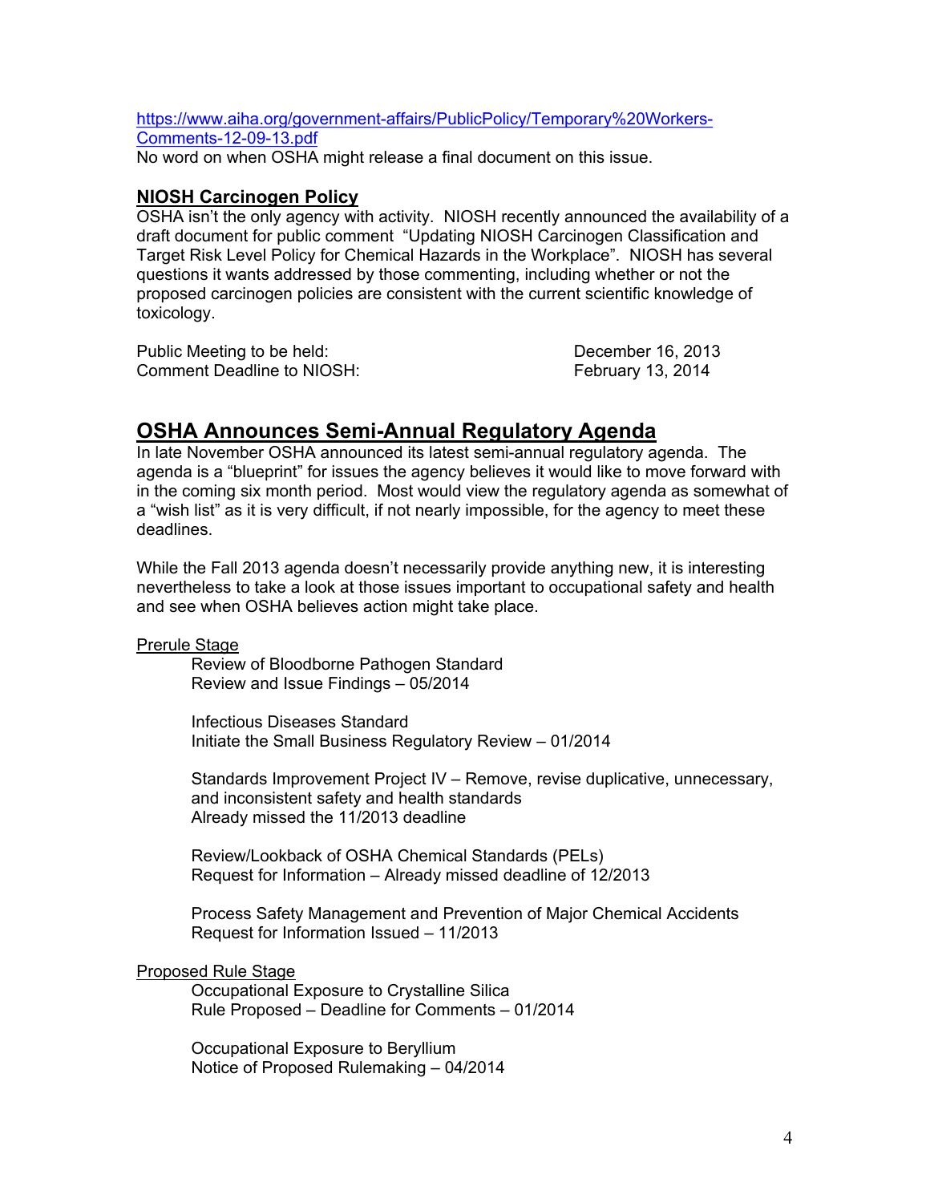https://www.aiha.org/government-affairs/PublicPolicy/Temporary%20Workers-Comments-12-09-13.pdf
No word on when OSHA might release a final document on this issue.

### NIOSH Carcinogen Policy

OSHA isn't the only agency with activity. NIOSH recently announced the availability of a draft document for public comment "Updating NIOSH Carcinogen Classification and Target Risk Level Policy for Chemical Hazards in the Workplace". NIOSH has several questions it wants addressed by those commenting, including whether or not the proposed carcinogen policies are consistent with the current scientific knowledge of toxicology.

| | |
|---|---|
| Public Meeting to be held: | December 16, 2013 |
| Comment Deadline to NIOSH: | February 13, 2014 |

## OSHA Announces Semi-Annual Regulatory Agenda

In late November OSHA announced its latest semi-annual regulatory agenda. The agenda is a "blueprint" for issues the agency believes it would like to move forward with in the coming six month period. Most would view the regulatory agenda as somewhat of a "wish list" as it is very difficult, if not nearly impossible, for the agency to meet these deadlines.

While the Fall 2013 agenda doesn't necessarily provide anything new, it is interesting nevertheless to take a look at those issues important to occupational safety and health and see when OSHA believes action might take place.

Prerule Stage

> Review of Bloodborne Pathogen Standard
> Review and Issue Findings – 05/2014
>
> Infectious Diseases Standard
> Initiate the Small Business Regulatory Review – 01/2014
>
> Standards Improvement Project IV – Remove, revise duplicative, unnecessary, and inconsistent safety and health standards
> Already missed the 11/2013 deadline
>
> Review/Lookback of OSHA Chemical Standards (PELs)
> Request for Information – Already missed deadline of 12/2013
>
> Process Safety Management and Prevention of Major Chemical Accidents
> Request for Information Issued – 11/2013

Proposed Rule Stage

> Occupational Exposure to Crystalline Silica
> Rule Proposed – Deadline for Comments – 01/2014
>
> Occupational Exposure to Beryllium
> Notice of Proposed Rulemaking – 04/2014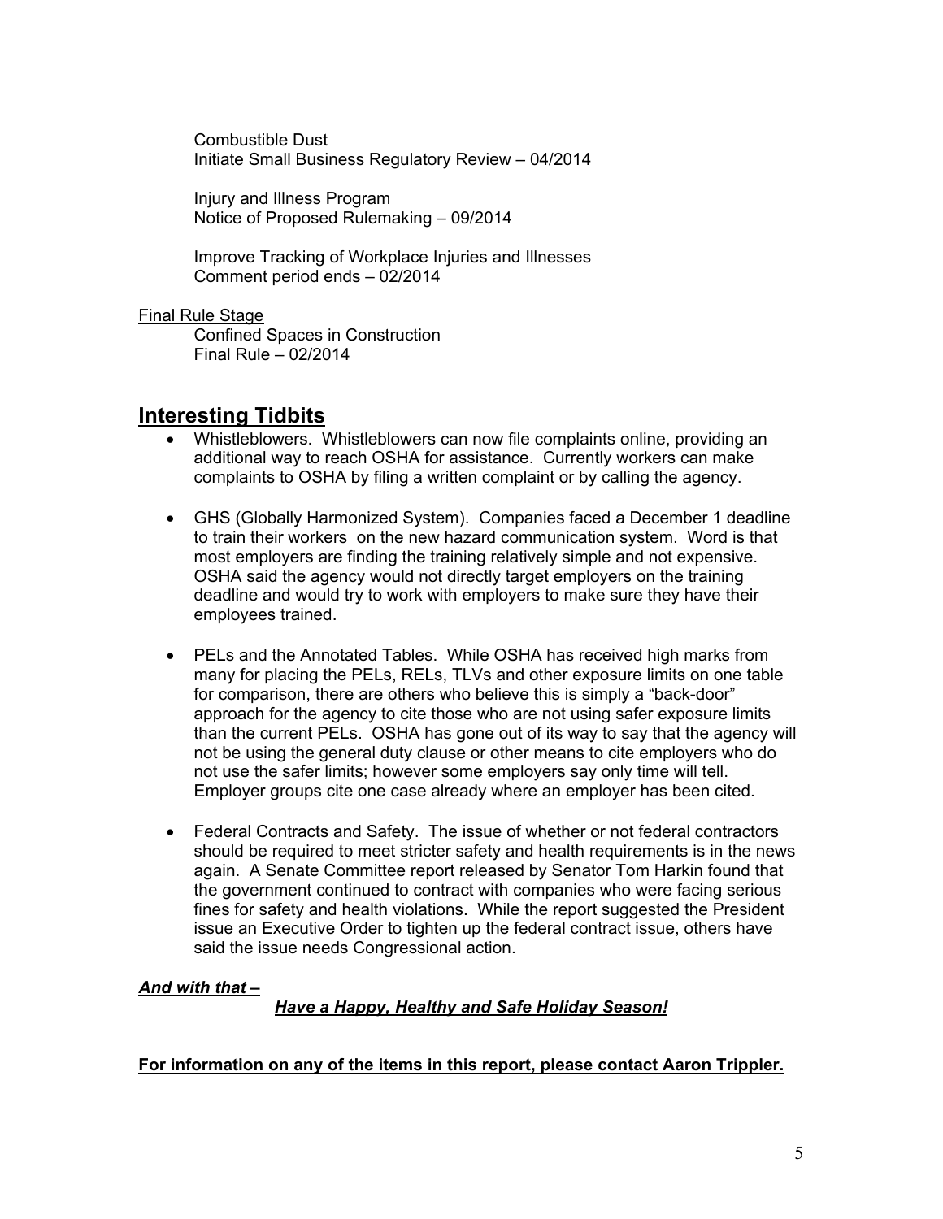Combustible Dust
Initiate Small Business Regulatory Review – 04/2014

Injury and Illness Program
Notice of Proposed Rulemaking – 09/2014

Improve Tracking of Workplace Injuries and Illnesses
Comment period ends – 02/2014

Final Rule Stage

Confined Spaces in Construction
Final Rule – 02/2014

## Interesting Tidbits

- Whistleblowers. Whistleblowers can now file complaints online, providing an additional way to reach OSHA for assistance. Currently workers can make complaints to OSHA by filing a written complaint or by calling the agency.

- GHS (Globally Harmonized System). Companies faced a December 1 deadline to train their workers on the new hazard communication system. Word is that most employers are finding the training relatively simple and not expensive. OSHA said the agency would not directly target employers on the training deadline and would try to work with employers to make sure they have their employees trained.

- PELs and the Annotated Tables. While OSHA has received high marks from many for placing the PELs, RELs, TLVs and other exposure limits on one table for comparison, there are others who believe this is simply a "back-door" approach for the agency to cite those who are not using safer exposure limits than the current PELs. OSHA has gone out of its way to say that the agency will not be using the general duty clause or other means to cite employers who do not use the safer limits; however some employers say only time will tell. Employer groups cite one case already where an employer has been cited.

- Federal Contracts and Safety. The issue of whether or not federal contractors should be required to meet stricter safety and health requirements is in the news again. A Senate Committee report released by Senator Tom Harkin found that the government continued to contract with companies who were facing serious fines for safety and health violations. While the report suggested the President issue an Executive Order to tighten up the federal contract issue, others have said the issue needs Congressional action.

***And with that –***

***Have a Happy, Healthy and Safe Holiday Season!***

**For information on any of the items in this report, please contact Aaron Trippler.**